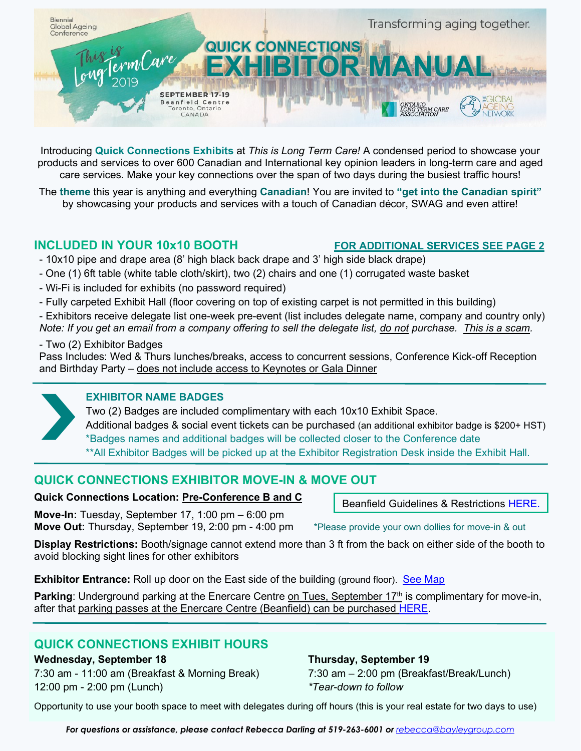Biennial Global Ageing Conference

This is Long Term Care 2019

Transforming aging together.

# QUICK CONNECTIONS EXHIBITOR MANUAL

SEPTEMBER 17-19
Beanfield Centre
Toronto, Ontario
CANADA

ONTARIO LONG TERM CARE ASSOCIATION

THE GLOBAL AGEING NETWORK

Introducing **Quick Connections Exhibits** at *This is Long Term Care!* A condensed period to showcase your products and services to over 600 Canadian and International key opinion leaders in long-term care and aged care services. Make your key connections over the span of two days during the busiest traffic hours!

The **theme** this year is anything and everything **Canadian**! You are invited to **"get into the Canadian spirit"** by showcasing your products and services with a touch of Canadian décor, SWAG and even attire!

## INCLUDED IN YOUR 10x10 BOOTH

**FOR ADDITIONAL SERVICES SEE PAGE 2**

- 10x10 pipe and drape area (8' high black back drape and 3' high side black drape)
- One (1) 6ft table (white table cloth/skirt), two (2) chairs and one (1) corrugated waste basket
- Wi-Fi is included for exhibits (no password required)
- Fully carpeted Exhibit Hall (floor covering on top of existing carpet is not permitted in this building)
- Exhibitors receive delegate list one-week pre-event (list includes delegate name, company and country only)

*Note: If you get an email from a company offering to sell the delegate list, do not purchase. This is a scam.*

- Two (2) Exhibitor Badges

Pass Includes: Wed & Thurs lunches/breaks, access to concurrent sessions, Conference Kick-off Reception and Birthday Party – does not include access to Keynotes or Gala Dinner

### EXHIBITOR NAME BADGES

Two (2) Badges are included complimentary with each 10x10 Exhibit Space.
Additional badges & social event tickets can be purchased (an additional exhibitor badge is $200+ HST)
*Badges names and additional badges will be collected closer to the Conference date
**All Exhibitor Badges will be picked up at the Exhibitor Registration Desk inside the Exhibit Hall.

## QUICK CONNECTIONS EXHIBITOR MOVE-IN & MOVE OUT

**Quick Connections Location:** Pre-Conference B and C

Beanfield Guidelines & Restrictions HERE.

**Move-In:** Tuesday, September 17, 1:00 pm – 6:00 pm
**Move Out:** Thursday, September 19, 2:00 pm - 4:00 pm

*Please provide your own dollies for move-in & out

**Display Restrictions:** Booth/signage cannot extend more than 3 ft from the back on either side of the booth to avoid blocking sight lines for other exhibitors

**Exhibitor Entrance:** Roll up door on the East side of the building (ground floor). See Map

**Parking**: Underground parking at the Enercare Centre on Tues, September 17th is complimentary for move-in, after that parking passes at the Enercare Centre (Beanfield) can be purchased HERE.

## QUICK CONNECTIONS EXHIBIT HOURS

**Wednesday, September 18**
7:30 am - 11:00 am (Breakfast & Morning Break)
12:00 pm - 2:00 pm (Lunch)

**Thursday, September 19**
7:30 am – 2:00 pm (Breakfast/Break/Lunch)
*\*Tear-down to follow*

Opportunity to use your booth space to meet with delegates during off hours (this is your real estate for two days to use)

***For questions or assistance, please contact Rebecca Darling at 519-263-6001 or rebecca@bayleygroup.com***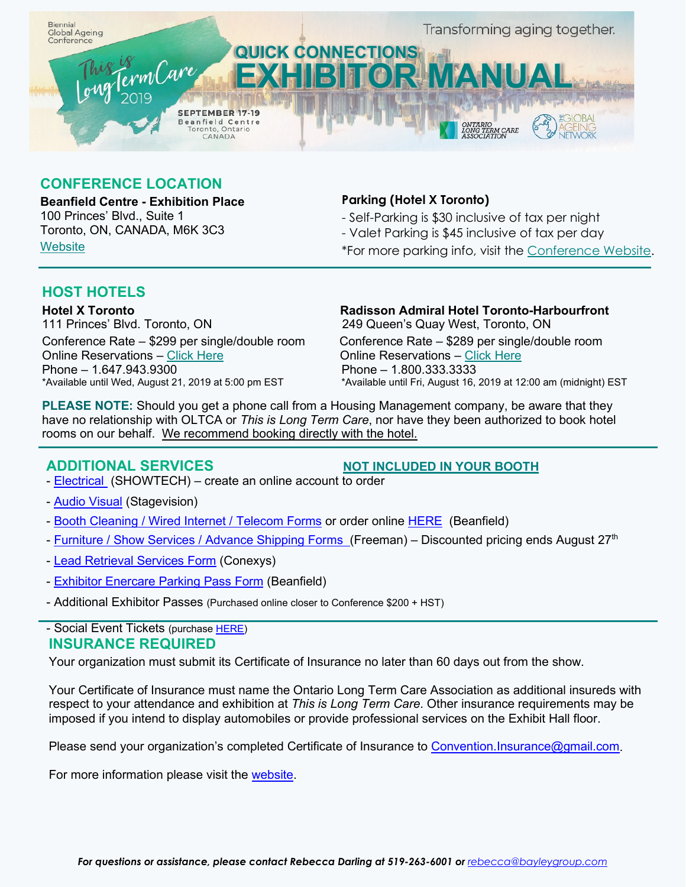Biennial Global Ageing Conference

This is Long Term Care 2019

SEPTEMBER 17-19
Beanfield Centre
Toronto, Ontario
CANADA

Transforming aging together.

# QUICK CONNECTIONS EXHIBITOR MANUAL

ONTARIO LONG TERM CARE ASSOCIATION

THE GLOBAL AGEING NETWORK

## CONFERENCE LOCATION

**Beanfield Centre - Exhibition Place**
100 Princes' Blvd., Suite 1
Toronto, ON, CANADA, M6K 3C3
Website

**Parking (Hotel X Toronto)**
- Self-Parking is $30 inclusive of tax per night
- Valet Parking is $45 inclusive of tax per day

*For more parking info, visit the Conference Website.

## HOST HOTELS

**Hotel X Toronto**
111 Princes' Blvd. Toronto, ON
Conference Rate – $299 per single/double room
Online Reservations – Click Here
Phone – 1.647.943.9300
*Available until Wed, August 21, 2019 at 5:00 pm EST

**Radisson Admiral Hotel Toronto-Harbourfront**
249 Queen's Quay West, Toronto, ON
Conference Rate – $289 per single/double room
Online Reservations – Click Here
Phone – 1.800.333.3333
*Available until Fri, August 16, 2019 at 12:00 am (midnight) EST

**PLEASE NOTE:** Should you get a phone call from a Housing Management company, be aware that they have no relationship with OLTCA or *This is Long Term Care*, nor have they been authorized to book hotel rooms on our behalf. We recommend booking directly with the hotel.

## ADDITIONAL SERVICES — NOT INCLUDED IN YOUR BOOTH

- Electrical (SHOWTECH) – create an online account to order
- Audio Visual (Stagevision)
- Booth Cleaning / Wired Internet / Telecom Forms or order online HERE (Beanfield)
- Furniture / Show Services / Advance Shipping Forms (Freeman) – Discounted pricing ends August 27th
- Lead Retrieval Services Form (Conexys)
- Exhibitor Enercare Parking Pass Form (Beanfield)
- Additional Exhibitor Passes (Purchased online closer to Conference $200 + HST)
- Social Event Tickets (purchase HERE)

## INSURANCE REQUIRED

Your organization must submit its Certificate of Insurance no later than 60 days out from the show.

Your Certificate of Insurance must name the Ontario Long Term Care Association as additional insureds with respect to your attendance and exhibition at *This is Long Term Care*. Other insurance requirements may be imposed if you intend to display automobiles or provide professional services on the Exhibit Hall floor.

Please send your organization's completed Certificate of Insurance to Convention.Insurance@gmail.com.

For more information please visit the website.

***For questions or assistance, please contact Rebecca Darling at 519-263-6001 or rebecca@bayleygroup.com***